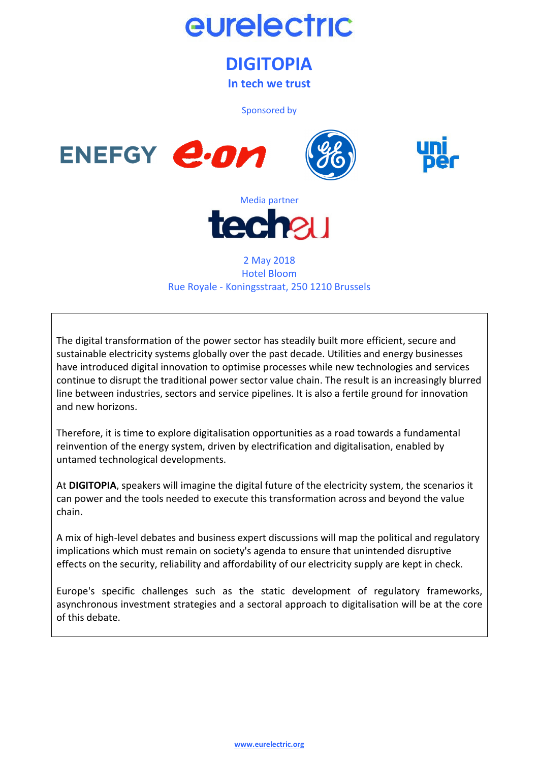# eurelectric

## DIGITOPIA

### In tech we trust

Sponsored by

ENEFGY

Media partner

2 May 2018
Hotel Bloom
Rue Royale - Koningsstraat, 250 1210 Brussels

The digital transformation of the power sector has steadily built more efficient, secure and sustainable electricity systems globally over the past decade. Utilities and energy businesses have introduced digital innovation to optimise processes while new technologies and services continue to disrupt the traditional power sector value chain. The result is an increasingly blurred line between industries, sectors and service pipelines. It is also a fertile ground for innovation and new horizons.

Therefore, it is time to explore digitalisation opportunities as a road towards a fundamental reinvention of the energy system, driven by electrification and digitalisation, enabled by untamed technological developments.

At **DIGITOPIA**, speakers will imagine the digital future of the electricity system, the scenarios it can power and the tools needed to execute this transformation across and beyond the value chain.

A mix of high-level debates and business expert discussions will map the political and regulatory implications which must remain on society's agenda to ensure that unintended disruptive effects on the security, reliability and affordability of our electricity supply are kept in check.

Europe's specific challenges such as the static development of regulatory frameworks, asynchronous investment strategies and a sectoral approach to digitalisation will be at the core of this debate.

www.eurelectric.org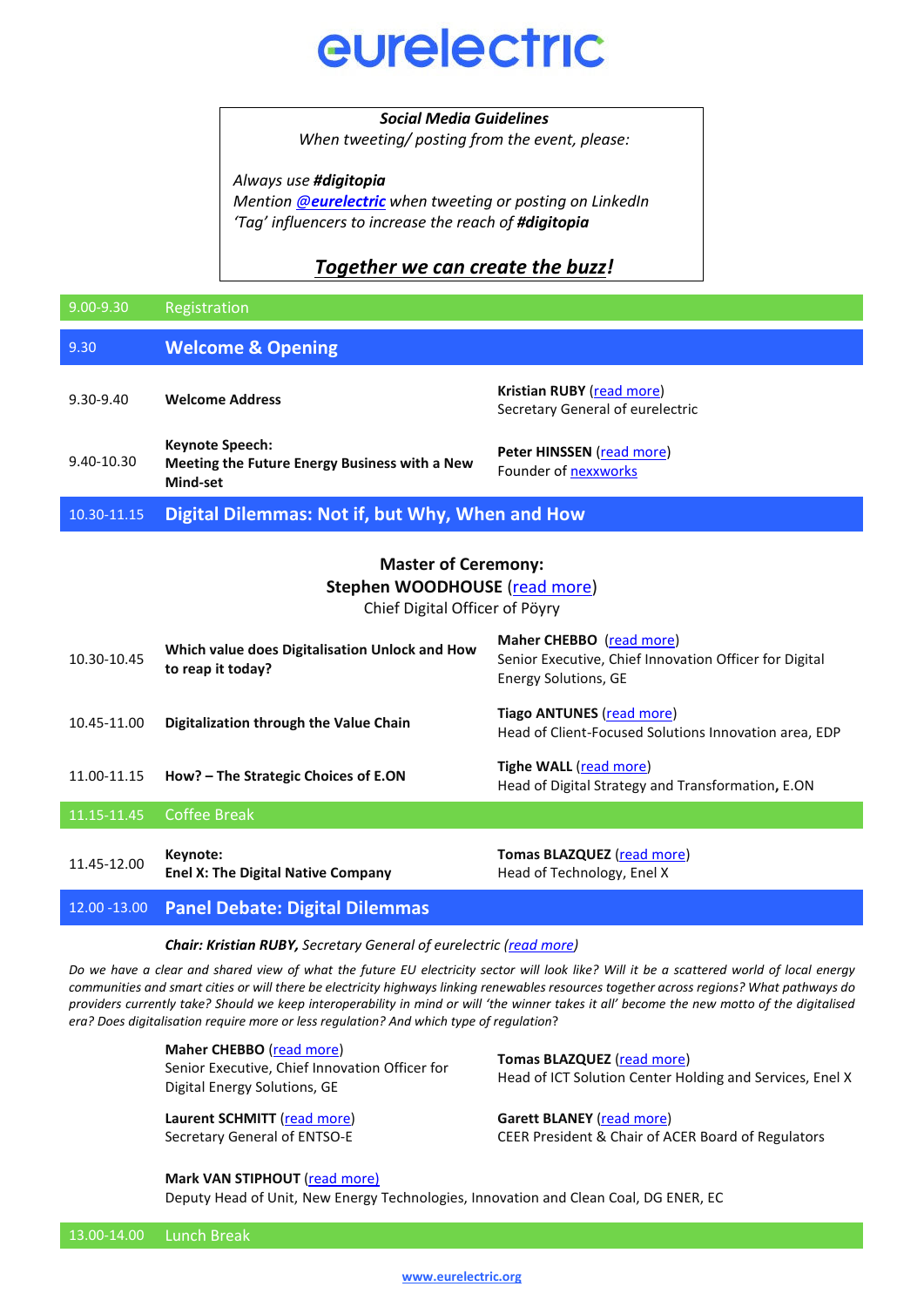# eurelectric

***Social Media Guidelines***

*When tweeting/ posting from the event, please:*

*Always use* ***#digitopia***
*Mention* ***@eurelectric*** *when tweeting or posting on LinkedIn*
*'Tag' influencers to increase the reach of* ***#digitopia***

***Together we can create the buzz!***

| | | |
|---|---|---|
| 9.00-9.30 | Registration | |
| 9.30 | **Welcome & Opening** | |
| 9.30-9.40 | **Welcome Address** | **Kristian RUBY** (read more) Secretary General of eurelectric |
| 9.40-10.30 | **Keynote Speech: Meeting the Future Energy Business with a New Mind-set** | **Peter HINSSEN** (read more) Founder of nexxworks |
| 10.30-11.15 | **Digital Dilemmas: Not if, but Why, When and How** | |

**Master of Ceremony:**
**Stephen WOODHOUSE** (read more)
Chief Digital Officer of Pöyry

| | | |
|---|---|---|
| 10.30-10.45 | **Which value does Digitalisation Unlock and How to reap it today?** | **Maher CHEBBO** (read more) Senior Executive, Chief Innovation Officer for Digital Energy Solutions, GE |
| 10.45-11.00 | **Digitalization through the Value Chain** | **Tiago ANTUNES** (read more) Head of Client-Focused Solutions Innovation area, EDP |
| 11.00-11.15 | **How? – The Strategic Choices of E.ON** | **Tighe WALL** (read more) Head of Digital Strategy and Transformation, E.ON |
| 11.15-11.45 | Coffee Break | |
| 11.45-12.00 | **Keynote: Enel X: The Digital Native Company** | **Tomas BLAZQUEZ** (read more) Head of Technology, Enel X |
| 12.00 -13.00 | **Panel Debate: Digital Dilemmas** | |

***Chair: Kristian RUBY,*** *Secretary General of eurelectric (read more)*

*Do we have a clear and shared view of what the future EU electricity sector will look like? Will it be a scattered world of local energy communities and smart cities or will there be electricity highways linking renewables resources together across regions? What pathways do providers currently take? Should we keep interoperability in mind or will 'the winner takes it all' become the new motto of the digitalised era? Does digitalisation require more or less regulation? And which type of regulation*?

**Maher CHEBBO** (read more)
Senior Executive, Chief Innovation Officer for Digital Energy Solutions, GE

**Tomas BLAZQUEZ** (read more)
Head of ICT Solution Center Holding and Services, Enel X

**Laurent SCHMITT** (read more)
Secretary General of ENTSO-E

**Garett BLANEY** (read more)
CEER President & Chair of ACER Board of Regulators

**Mark VAN STIPHOUT** (read more)
Deputy Head of Unit, New Energy Technologies, Innovation and Clean Coal, DG ENER, EC

| | |
|---|---|
| 13.00-14.00 | Lunch Break |

www.eurelectric.org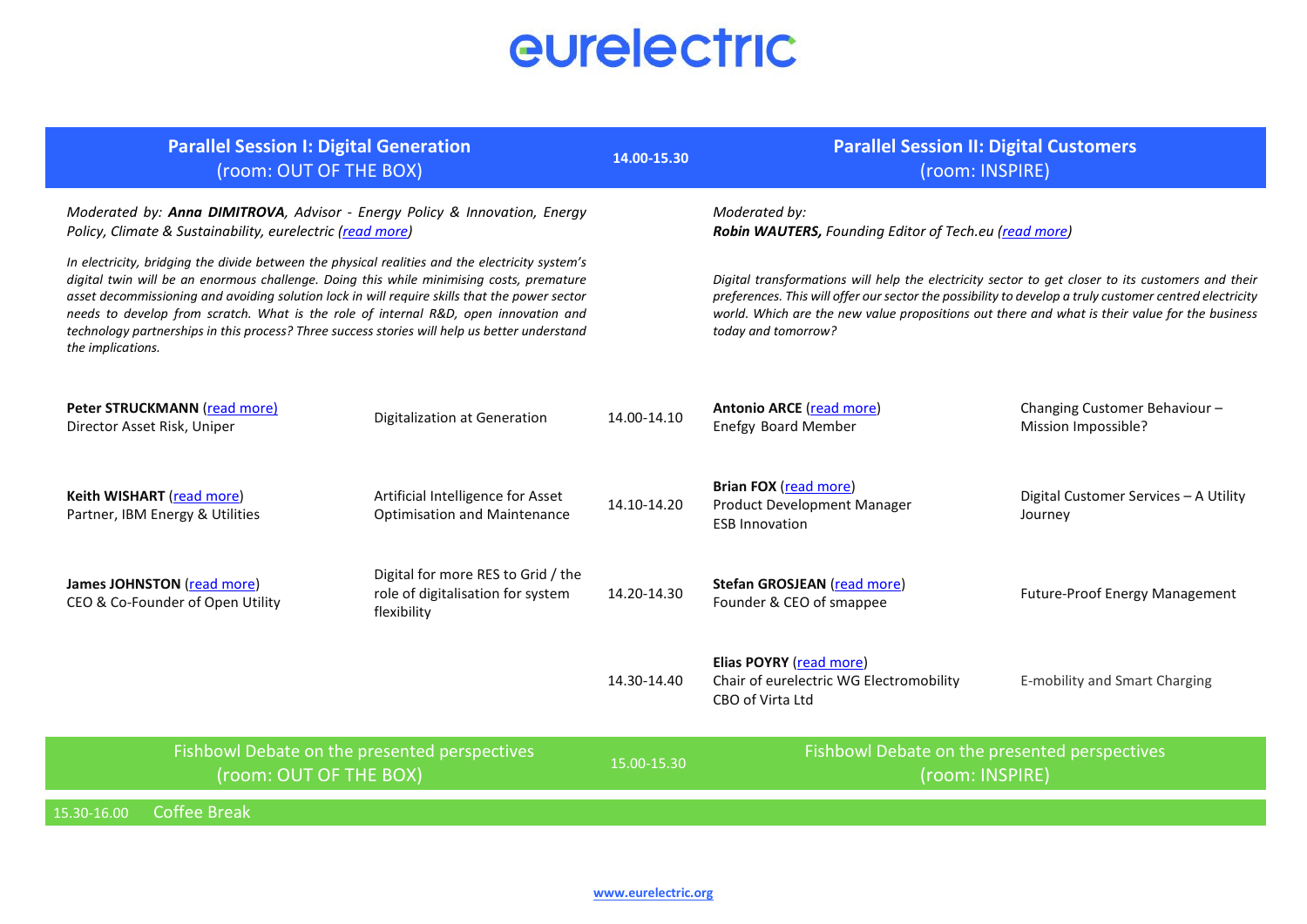# eurelectric

| Parallel Session I: Digital Generation (room: OUT OF THE BOX) | | 14.00-15.30 | Parallel Session II: Digital Customers (room: INSPIRE) | |
| --- | --- | --- | --- | --- |
| *Moderated by: **Anna DIMITROVA**, Advisor - Energy Policy & Innovation, Energy Policy, Climate & Sustainability, eurelectric (read more)* | | | *Moderated by: **Robin WAUTERS,** Founding Editor of Tech.eu (read more)* | |
| *In electricity, bridging the divide between the physical realities and the electricity system's digital twin will be an enormous challenge. Doing this while minimising costs, premature asset decommissioning and avoiding solution lock in will require skills that the power sector needs to develop from scratch. What is the role of internal R&D, open innovation and technology partnerships in this process? Three success stories will help us better understand the implications.* | | | *Digital transformations will help the electricity sector to get closer to its customers and their preferences. This will offer our sector the possibility to develop a truly customer centred electricity world. Which are the new value propositions out there and what is their value for the business today and tomorrow?* | |
| **Peter STRUCKMANN** (read more)<br>Director Asset Risk, Uniper | Digitalization at Generation | 14.00-14.10 | **Antonio ARCE** (read more)<br>Enefgy Board Member | Changing Customer Behaviour – Mission Impossible? |
| **Keith WISHART** (read more)<br>Partner, IBM Energy & Utilities | Artificial Intelligence for Asset Optimisation and Maintenance | 14.10-14.20 | **Brian FOX** (read more)<br>Product Development Manager<br>ESB Innovation | Digital Customer Services – A Utility Journey |
| **James JOHNSTON** (read more)<br>CEO & Co-Founder of Open Utility | Digital for more RES to Grid / the role of digitalisation for system flexibility | 14.20-14.30 | **Stefan GROSJEAN** (read more)<br>Founder & CEO of smappee | Future-Proof Energy Management |
| | | 14.30-14.40 | **Elias POYRY** (read more)<br>Chair of eurelectric WG Electromobility<br>CBO of Virta Ltd | E-mobility and Smart Charging |
| Fishbowl Debate on the presented perspectives (room: OUT OF THE BOX) | | 15.00-15.30 | Fishbowl Debate on the presented perspectives (room: INSPIRE) | |
| 15.30-16.00 Coffee Break | | | | |

www.eurelectric.org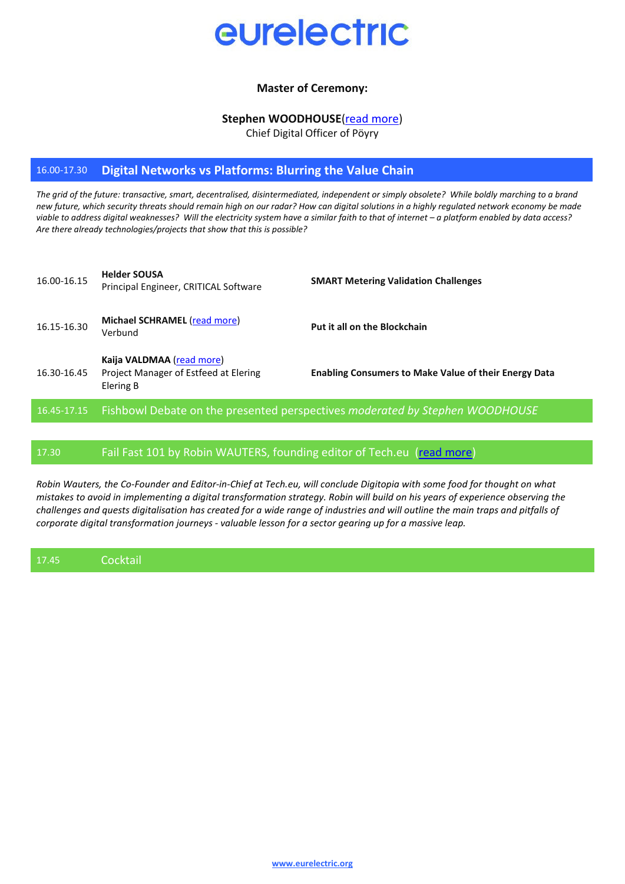# eurelectric

**Master of Ceremony:**

**Stephen WOODHOUSE**(read more)
Chief Digital Officer of Pöyry

## 16.00-17.30 Digital Networks vs Platforms: Blurring the Value Chain

*The grid of the future: transactive, smart, decentralised, disintermediated, independent or simply obsolete? While boldly marching to a brand new future, which security threats should remain high on our radar? How can digital solutions in a highly regulated network economy be made viable to address digital weaknesses? Will the electricity system have a similar faith to that of internet – a platform enabled by data access? Are there already technologies/projects that show that this is possible?*

| | | |
|---|---|---|
| 16.00-16.15 | **Helder SOUSA**<br>Principal Engineer, CRITICAL Software | **SMART Metering Validation Challenges** |
| 16.15-16.30 | **Michael SCHRAMEL** (read more)<br>Verbund | **Put it all on the Blockchain** |
| 16.30-16.45 | **Kaija VALDMAA** (read more)<br>Project Manager of Estfeed at Elering<br>Elering B | **Enabling Consumers to Make Value of their Energy Data** |

16.45-17.15 Fishbowl Debate on the presented perspectives *moderated by Stephen WOODHOUSE*

17.30 Fail Fast 101 by Robin WAUTERS, founding editor of Tech.eu (read more)

*Robin Wauters, the Co-Founder and Editor-in-Chief at Tech.eu, will conclude Digitopia with some food for thought on what mistakes to avoid in implementing a digital transformation strategy. Robin will build on his years of experience observing the challenges and quests digitalisation has created for a wide range of industries and will outline the main traps and pitfalls of corporate digital transformation journeys - valuable lesson for a sector gearing up for a massive leap.*

17.45 Cocktail